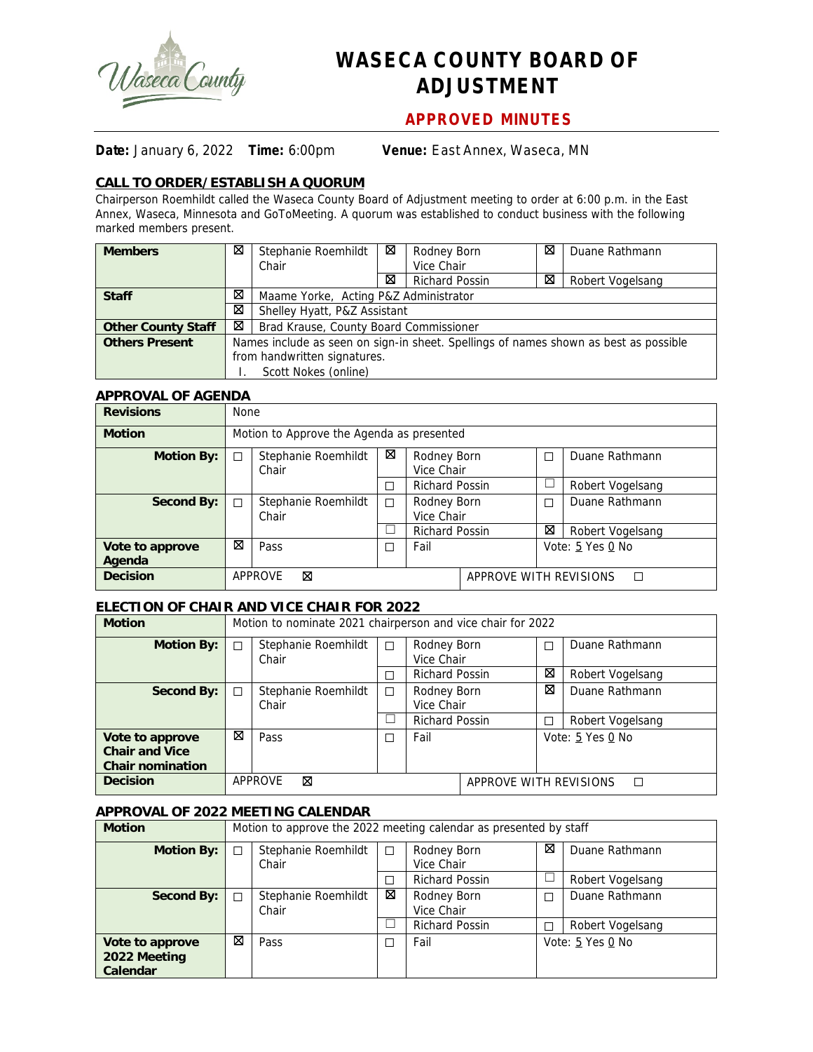# WASECA COUNTY BOARD OF ADJUSTMENT

## APPROVED MINUTES

**Date:** January 6, 2022 **Time:** 6:00pm **Venue:** East Annex, Waseca, MN

### CALL TO ORDER/ESTABLISH A QUORUM

Chairperson Roemhildt called the Waseca County Board of Adjustment meeting to order at 6:00 p.m. in the East Annex, Waseca, Minnesota and GoToMeeting. A quorum was established to conduct business with the following marked members present.

| **Members** | ☒ | Stephanie Roemhildt Chair | ☒ | Rodney Born Vice Chair | ☒ | Duane Rathmann |
|---|---|---|---|---|---|---|
| | | | ☒ | Richard Possin | ☒ | Robert Vogelsang |
| **Staff** | ☒ | Maame Yorke, Acting P&Z Administrator | | | | |
| | ☒ | Shelley Hyatt, P&Z Assistant | | | | |
| **Other County Staff** | ☒ | Brad Krause, County Board Commissioner | | | | |
| **Others Present** | Names include as seen on sign-in sheet. Spellings of names shown as best as possible from handwritten signatures. I. Scott Nokes (online) | | | | | |

### APPROVAL OF AGENDA

| **Revisions** | None | | | | | |
|---|---|---|---|---|---|---|
| **Motion** | Motion to Approve the Agenda as presented | | | | | |
| **Motion By:** | ☐ | Stephanie Roemhildt Chair | ☒ | Rodney Born Vice Chair | ☐ | Duane Rathmann |
| | | | ☐ | Richard Possin | ☐ | Robert Vogelsang |
| **Second By:** | ☐ | Stephanie Roemhildt Chair | ☐ | Rodney Born Vice Chair | ☐ | Duane Rathmann |
| | | | ☐ | Richard Possin | ☒ | Robert Vogelsang |
| **Vote to approve Agenda** | ☒ | Pass | ☐ | Fail | Vote: 5 Yes 0 No | |
| **Decision** | APPROVE ☒ | | | | APPROVE WITH REVISIONS ☐ | |

### ELECTION OF CHAIR AND VICE CHAIR FOR 2022

| **Motion** | Motion to nominate 2021 chairperson and vice chair for 2022 | | | | | |
|---|---|---|---|---|---|---|
| **Motion By:** | ☐ | Stephanie Roemhildt Chair | ☐ | Rodney Born Vice Chair | ☐ | Duane Rathmann |
| | | | ☐ | Richard Possin | ☒ | Robert Vogelsang |
| **Second By:** | ☐ | Stephanie Roemhildt Chair | ☐ | Rodney Born Vice Chair | ☒ | Duane Rathmann |
| | | | ☐ | Richard Possin | ☐ | Robert Vogelsang |
| **Vote to approve Chair and Vice Chair nomination** | ☒ | Pass | ☐ | Fail | Vote: 5 Yes 0 No | |
| **Decision** | APPROVE ☒ | | | | APPROVE WITH REVISIONS ☐ | |

### APPROVAL OF 2022 MEETING CALENDAR

| **Motion** | Motion to approve the 2022 meeting calendar as presented by staff | | | | | |
|---|---|---|---|---|---|---|
| **Motion By:** | ☐ | Stephanie Roemhildt Chair | ☐ | Rodney Born Vice Chair | ☒ | Duane Rathmann |
| | | | ☐ | Richard Possin | ☐ | Robert Vogelsang |
| **Second By:** | ☐ | Stephanie Roemhildt Chair | ☒ | Rodney Born Vice Chair | ☐ | Duane Rathmann |
| | | | ☐ | Richard Possin | ☐ | Robert Vogelsang |
| **Vote to approve 2022 Meeting Calendar** | ☒ | Pass | ☐ | Fail | Vote: 5 Yes 0 No | |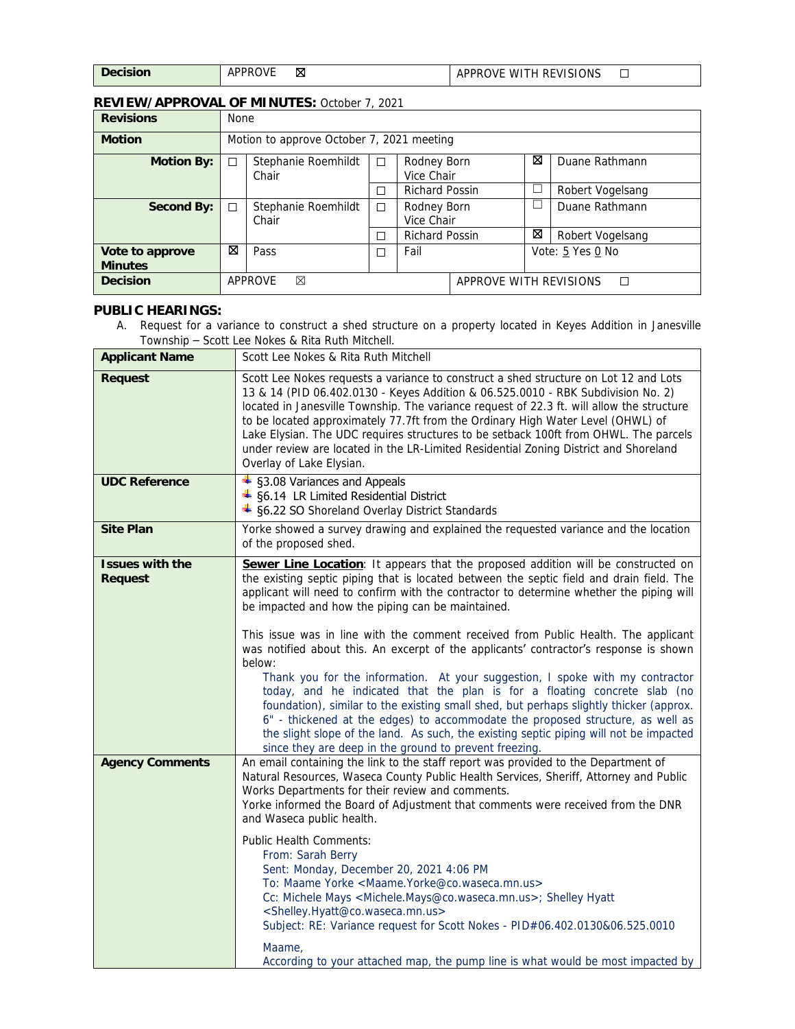| Decision | APPROVE ☒ | APPROVE WITH REVISIONS ☐ |
|---|---|---|

**REVIEW/APPROVAL OF MINUTES:** October 7, 2021

| Revisions | None | | | | | | |
|---|---|---|---|---|---|---|---|
| **Motion** | Motion to approve October 7, 2021 meeting | | | | | | |
| **Motion By:** | ☐ | Stephanie Roemhildt Chair | ☐ | Rodney Born Vice Chair | ☒ | Duane Rathmann | |
| | | | ☐ | Richard Possin | ☐ | Robert Vogelsang | |
| **Second By:** | ☐ | Stephanie Roemhildt Chair | ☐ | Rodney Born Vice Chair | ☐ | Duane Rathmann | |
| | | | ☐ | Richard Possin | ☒ | Robert Vogelsang | |
| **Vote to approve Minutes** | ☒ | Pass | ☐ | Fail | Vote: 5 Yes 0 No | | |
| **Decision** | APPROVE ☒ | | | | APPROVE WITH REVISIONS ☐ | | |

**PUBLIC HEARINGS:**

A. Request for a variance to construct a shed structure on a property located in Keyes Addition in Janesville Township – Scott Lee Nokes & Rita Ruth Mitchell.

| Applicant Name | Scott Lee Nokes & Rita Ruth Mitchell |
|---|---|
| **Request** | Scott Lee Nokes requests a variance to construct a shed structure on Lot 12 and Lots 13 & 14 (PID 06.402.0130 - Keyes Addition & 06.525.0010 - RBK Subdivision No. 2) located in Janesville Township. The variance request of 22.3 ft. will allow the structure to be located approximately 77.7ft from the Ordinary High Water Level (OHWL) of Lake Elysian. The UDC requires structures to be setback 100ft from OHWL. The parcels under review are located in the LR-Limited Residential Zoning District and Shoreland Overlay of Lake Elysian. |
| **UDC Reference** | §3.08 Variances and Appeals<br>§6.14 LR Limited Residential District<br>§6.22 SO Shoreland Overlay District Standards |
| **Site Plan** | Yorke showed a survey drawing and explained the requested variance and the location of the proposed shed. |
| **Issues with the Request** | **Sewer Line Location**: It appears that the proposed addition will be constructed on the existing septic piping that is located between the septic field and drain field. The applicant will need to confirm with the contractor to determine whether the piping will be impacted and how the piping can be maintained.<br><br>This issue was in line with the comment received from Public Health. The applicant was notified about this. An excerpt of the applicants' contractor's response is shown below:<br>Thank you for the information. At your suggestion, I spoke with my contractor today, and he indicated that the plan is for a floating concrete slab (no foundation), similar to the existing small shed, but perhaps slightly thicker (approx. 6" - thickened at the edges) to accommodate the proposed structure, as well as the slight slope of the land. As such, the existing septic piping will not be impacted since they are deep in the ground to prevent freezing. |
| **Agency Comments** | An email containing the link to the staff report was provided to the Department of Natural Resources, Waseca County Public Health Services, Sheriff, Attorney and Public Works Departments for their review and comments.<br>Yorke informed the Board of Adjustment that comments were received from the DNR and Waseca public health.<br><br>Public Health Comments:<br>From: Sarah Berry<br>Sent: Monday, December 20, 2021 4:06 PM<br>To: Maame Yorke <Maame.Yorke@co.waseca.mn.us><br>Cc: Michele Mays <Michele.Mays@co.waseca.mn.us>; Shelley Hyatt <Shelley.Hyatt@co.waseca.mn.us><br>Subject: RE: Variance request for Scott Nokes - PID#06.402.0130&06.525.0010<br><br>Maame,<br>According to your attached map, the pump line is what would be most impacted by |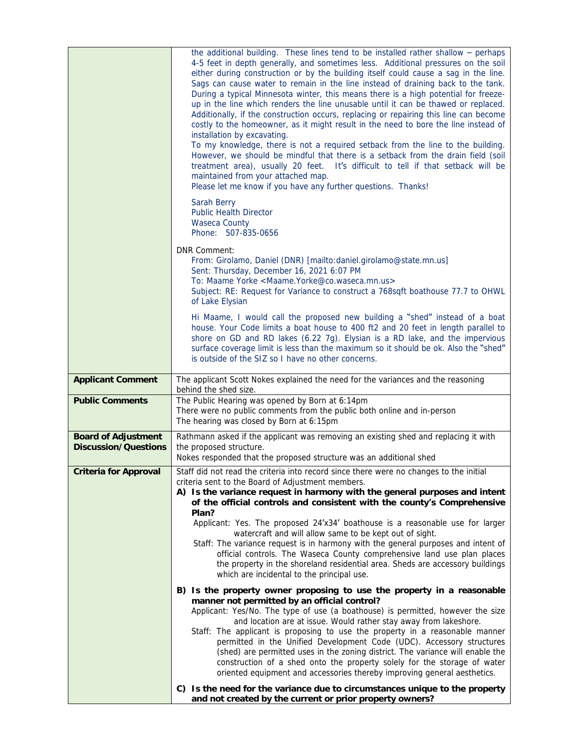| | |
|---|---|
| | the additional building. These lines tend to be installed rather shallow – perhaps 4-5 feet in depth generally, and sometimes less. Additional pressures on the soil either during construction or by the building itself could cause a sag in the line. Sags can cause water to remain in the line instead of draining back to the tank. During a typical Minnesota winter, this means there is a high potential for freeze-up in the line which renders the line unusable until it can be thawed or replaced. Additionally, if the construction occurs, replacing or repairing this line can become costly to the homeowner, as it might result in the need to bore the line instead of installation by excavating.<br>To my knowledge, there is not a required setback from the line to the building. However, we should be mindful that there is a setback from the drain field (soil treatment area), usually 20 feet. It's difficult to tell if that setback will be maintained from your attached map.<br>Please let me know if you have any further questions. Thanks!<br><br>Sarah Berry<br>Public Health Director<br>Waseca County<br>Phone: 507-835-0656<br><br>DNR Comment:<br>From: Girolamo, Daniel (DNR) [mailto:daniel.girolamo@state.mn.us]<br>Sent: Thursday, December 16, 2021 6:07 PM<br>To: Maame Yorke <Maame.Yorke@co.waseca.mn.us><br>Subject: RE: Request for Variance to construct a 768sqft boathouse 77.7 to OHWL of Lake Elysian<br><br>Hi Maame, I would call the proposed new building a "shed" instead of a boat house. Your Code limits a boat house to 400 ft2 and 20 feet in length parallel to shore on GD and RD lakes (6.22 7g). Elysian is a RD lake, and the impervious surface coverage limit is less than the maximum so it should be ok. Also the "shed" is outside of the SIZ so I have no other concerns. |
| **Applicant Comment** | The applicant Scott Nokes explained the need for the variances and the reasoning behind the shed size. |
| **Public Comments** | The Public Hearing was opened by Born at 6:14pm<br>There were no public comments from the public both online and in-person<br>The hearing was closed by Born at 6:15pm |
| **Board of Adjustment Discussion/Questions** | Rathmann asked if the applicant was removing an existing shed and replacing it with the proposed structure.<br>Nokes responded that the proposed structure was an additional shed |
| **Criteria for Approval** | Staff did not read the criteria into record since there were no changes to the initial criteria sent to the Board of Adjustment members.<br>**A) Is the variance request in harmony with the general purposes and intent of the official controls and consistent with the county's Comprehensive Plan?**<br>Applicant: Yes. The proposed 24'x34' boathouse is a reasonable use for larger watercraft and will allow same to be kept out of sight.<br>Staff: The variance request is in harmony with the general purposes and intent of official controls. The Waseca County comprehensive land use plan places the property in the shoreland residential area. Sheds are accessory buildings which are incidental to the principal use.<br><br>**B) Is the property owner proposing to use the property in a reasonable manner not permitted by an official control?**<br>Applicant: Yes/No. The type of use (a boathouse) is permitted, however the size and location are at issue. Would rather stay away from lakeshore.<br>Staff: The applicant is proposing to use the property in a reasonable manner permitted in the Unified Development Code (UDC). Accessory structures (shed) are permitted uses in the zoning district. The variance will enable the construction of a shed onto the property solely for the storage of water oriented equipment and accessories thereby improving general aesthetics.<br><br>**C) Is the need for the variance due to circumstances unique to the property and not created by the current or prior property owners?** |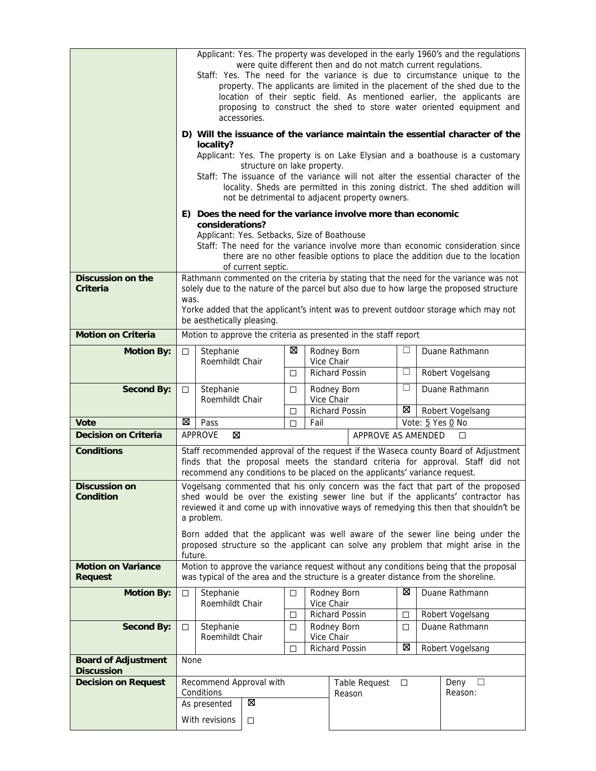| | |
|---|---|
| | Applicant: Yes. The property was developed in the early 1960's and the regulations were quite different then and do not match current regulations.<br>Staff: Yes. The need for the variance is due to circumstance unique to the property. The applicants are limited in the placement of the shed due to the location of their septic field. As mentioned earlier, the applicants are proposing to construct the shed to store water oriented equipment and accessories.<br>**D) Will the issuance of the variance maintain the essential character of the locality?**<br>Applicant: Yes. The property is on Lake Elysian and a boathouse is a customary structure on lake property.<br>Staff: The issuance of the variance will not alter the essential character of the locality. Sheds are permitted in this zoning district. The shed addition will not be detrimental to adjacent property owners.<br>**E) Does the need for the variance involve more than economic considerations?**<br>Applicant: Yes. Setbacks, Size of Boathouse<br>Staff: The need for the variance involve more than economic consideration since there are no other feasible options to place the addition due to the location of current septic. |
| **Discussion on the Criteria** | Rathmann commented on the criteria by stating that the need for the variance was not solely due to the nature of the parcel but also due to how large the proposed structure was.<br>Yorke added that the applicant's intent was to prevent outdoor storage which may not be aesthetically pleasing. |
| **Motion on Criteria** | Motion to approve the criteria as presented in the staff report |
| **Motion By:** | ☐ Stephanie Roemhildt Chair; ☒ Rodney Born Vice Chair; ☐ Richard Possin; ☐ Duane Rathmann; ☐ Robert Vogelsang |
| **Second By:** | ☐ Stephanie Roemhildt Chair; ☐ Rodney Born Vice Chair; ☐ Richard Possin; ☐ Duane Rathmann; ☒ Robert Vogelsang |
| **Vote** | ☒ Pass; ☐ Fail; Vote: 5 Yes 0 No |
| **Decision on Criteria** | APPROVE ☒; APPROVE AS AMENDED ☐ |
| **Conditions** | Staff recommended approval of the request if the Waseca county Board of Adjustment finds that the proposal meets the standard criteria for approval. Staff did not recommend any conditions to be placed on the applicants' variance request. |
| **Discussion on Condition** | Vogelsang commented that his only concern was the fact that part of the proposed shed would be over the existing sewer line but if the applicants' contractor has reviewed it and come up with innovative ways of remedying this then that shouldn't be a problem.<br>Born added that the applicant was well aware of the sewer line being under the proposed structure so the applicant can solve any problem that might arise in the future. |
| **Motion on Variance Request** | Motion to approve the variance request without any conditions being that the proposal was typical of the area and the structure is a greater distance from the shoreline. |
| **Motion By:** | ☐ Stephanie Roemhildt Chair; ☐ Rodney Born Vice Chair; ☐ Richard Possin; ☒ Duane Rathmann; ☐ Robert Vogelsang |
| **Second By:** | ☐ Stephanie Roemhildt Chair; ☐ Rodney Born Vice Chair; ☐ Richard Possin; ☐ Duane Rathmann; ☒ Robert Vogelsang |
| **Board of Adjustment Discussion** | None |
| **Decision on Request** | Recommend Approval with Conditions: As presented ☒; With revisions ☐; Table Request ☐ Reason; Deny ☐ Reason: |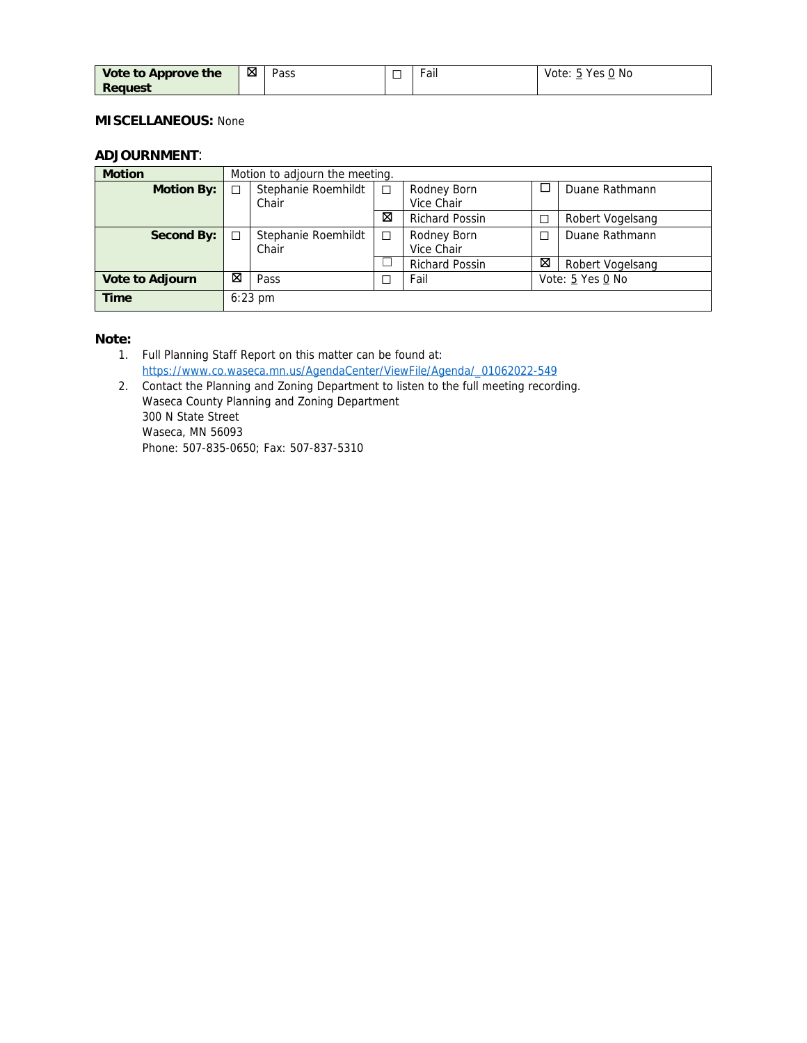| Vote to Approve the Request | ☒ | Pass | ☐ | Fail | Vote: 5 Yes 0 No |
|---|---|---|---|---|---|

**MISCELLANEOUS:** None

**ADJOURNMENT**:

| Motion | Motion to adjourn the meeting. | | | | | |
|---|---|---|---|---|---|---|
| **Motion By:** | ☐ | Stephanie Roemhildt Chair | ☐ | Rodney Born Vice Chair | ☐ | Duane Rathmann |
| | | | ☒ | Richard Possin | ☐ | Robert Vogelsang |
| **Second By:** | ☐ | Stephanie Roemhildt Chair | ☐ | Rodney Born Vice Chair | ☐ | Duane Rathmann |
| | | | ☐ | Richard Possin | ☒ | Robert Vogelsang |
| **Vote to Adjourn** | ☒ | Pass | ☐ | Fail | Vote: 5 Yes 0 No | |
| **Time** | 6:23 pm | | | | | |

**Note:**

1. Full Planning Staff Report on this matter can be found at: https://www.co.waseca.mn.us/AgendaCenter/ViewFile/Agenda/_01062022-549
2. Contact the Planning and Zoning Department to listen to the full meeting recording.
   Waseca County Planning and Zoning Department
   300 N State Street
   Waseca, MN 56093
   Phone: 507-835-0650; Fax: 507-837-5310